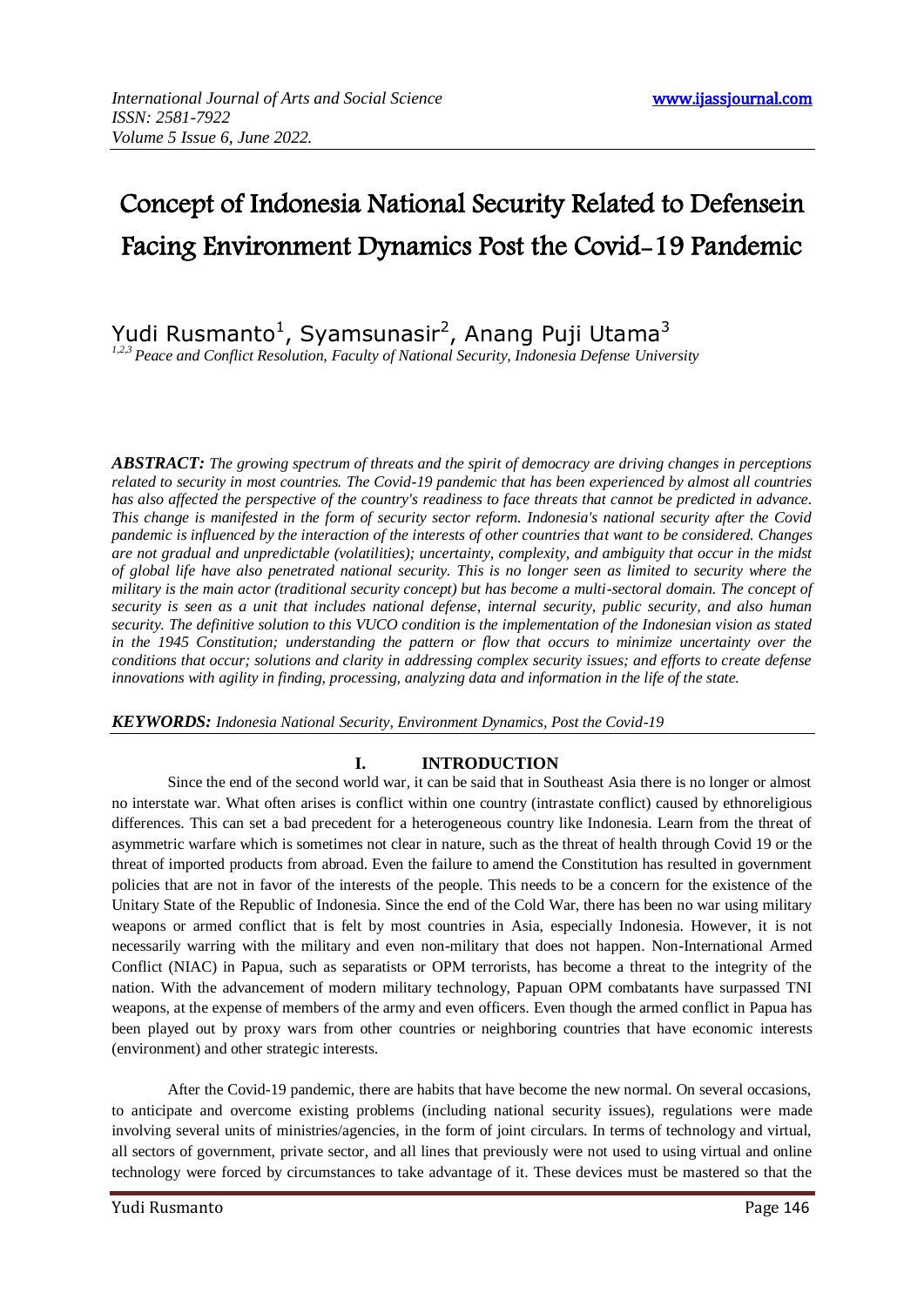# Concept of Indonesia National Security Related to Defensein Facing Environment Dynamics Post the Covid-19 Pandemic

Yudi Rusmanto[1], Syamsunasir[2], Anang Puji Utama[3]

[1,2,3] *Peace and Conflict Resolution, Faculty of National Security, Indonesia Defense University*

***ABSTRACT:*** *The growing spectrum of threats and the spirit of democracy are driving changes in perceptions related to security in most countries. The Covid-19 pandemic that has been experienced by almost all countries has also affected the perspective of the country's readiness to face threats that cannot be predicted in advance. This change is manifested in the form of security sector reform. Indonesia's national security after the Covid pandemic is influenced by the interaction of the interests of other countries that want to be considered. Changes are not gradual and unpredictable (volatilities); uncertainty, complexity, and ambiguity that occur in the midst of global life have also penetrated national security. This is no longer seen as limited to security where the military is the main actor (traditional security concept) but has become a multi-sectoral domain. The concept of security is seen as a unit that includes national defense, internal security, public security, and also human security. The definitive solution to this VUCO condition is the implementation of the Indonesian vision as stated in the 1945 Constitution; understanding the pattern or flow that occurs to minimize uncertainty over the conditions that occur; solutions and clarity in addressing complex security issues; and efforts to create defense innovations with agility in finding, processing, analyzing data and information in the life of the state.*

***KEYWORDS:*** *Indonesia National Security, Environment Dynamics, Post the Covid-19*

## I. INTRODUCTION

Since the end of the second world war, it can be said that in Southeast Asia there is no longer or almost no interstate war. What often arises is conflict within one country (intrastate conflict) caused by ethnoreligious differences. This can set a bad precedent for a heterogeneous country like Indonesia. Learn from the threat of asymmetric warfare which is sometimes not clear in nature, such as the threat of health through Covid 19 or the threat of imported products from abroad. Even the failure to amend the Constitution has resulted in government policies that are not in favor of the interests of the people. This needs to be a concern for the existence of the Unitary State of the Republic of Indonesia. Since the end of the Cold War, there has been no war using military weapons or armed conflict that is felt by most countries in Asia, especially Indonesia. However, it is not necessarily warring with the military and even non-military that does not happen. Non-International Armed Conflict (NIAC) in Papua, such as separatists or OPM terrorists, has become a threat to the integrity of the nation. With the advancement of modern military technology, Papuan OPM combatants have surpassed TNI weapons, at the expense of members of the army and even officers. Even though the armed conflict in Papua has been played out by proxy wars from other countries or neighboring countries that have economic interests (environment) and other strategic interests.

After the Covid-19 pandemic, there are habits that have become the new normal. On several occasions, to anticipate and overcome existing problems (including national security issues), regulations were made involving several units of ministries/agencies, in the form of joint circulars. In terms of technology and virtual, all sectors of government, private sector, and all lines that previously were not used to using virtual and online technology were forced by circumstances to take advantage of it. These devices must be mastered so that the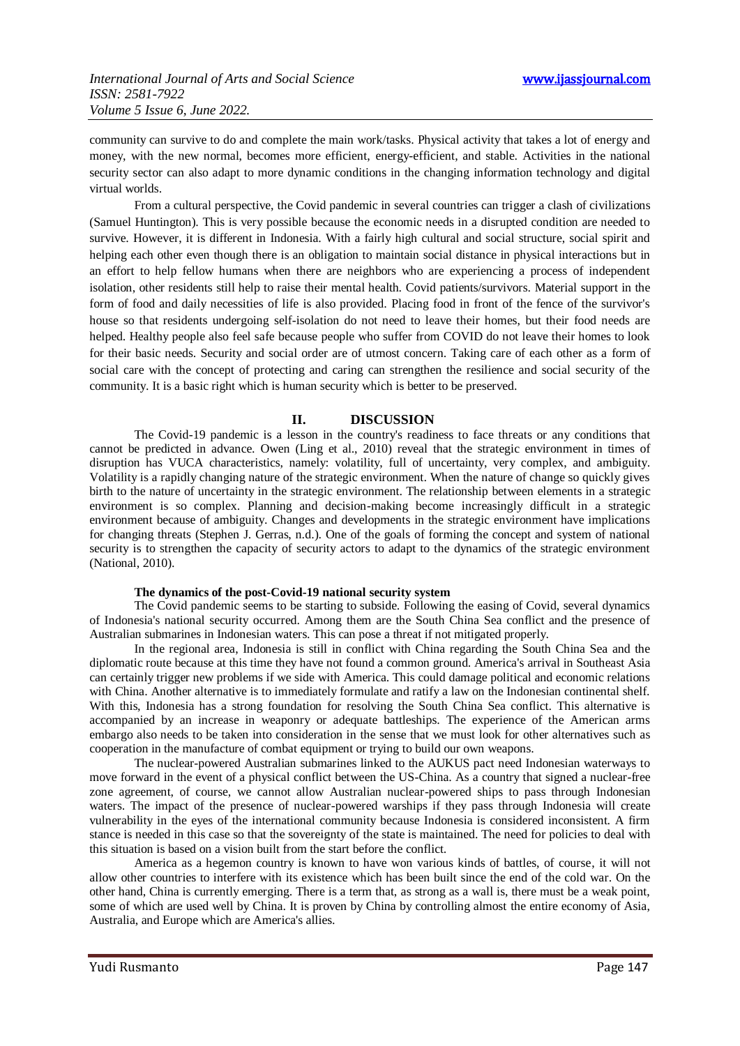community can survive to do and complete the main work/tasks. Physical activity that takes a lot of energy and money, with the new normal, becomes more efficient, energy-efficient, and stable. Activities in the national security sector can also adapt to more dynamic conditions in the changing information technology and digital virtual worlds.

From a cultural perspective, the Covid pandemic in several countries can trigger a clash of civilizations (Samuel Huntington). This is very possible because the economic needs in a disrupted condition are needed to survive. However, it is different in Indonesia. With a fairly high cultural and social structure, social spirit and helping each other even though there is an obligation to maintain social distance in physical interactions but in an effort to help fellow humans when there are neighbors who are experiencing a process of independent isolation, other residents still help to raise their mental health. Covid patients/survivors. Material support in the form of food and daily necessities of life is also provided. Placing food in front of the fence of the survivor's house so that residents undergoing self-isolation do not need to leave their homes, but their food needs are helped. Healthy people also feel safe because people who suffer from COVID do not leave their homes to look for their basic needs. Security and social order are of utmost concern. Taking care of each other as a form of social care with the concept of protecting and caring can strengthen the resilience and social security of the community. It is a basic right which is human security which is better to be preserved.

## II. DISCUSSION

The Covid-19 pandemic is a lesson in the country's readiness to face threats or any conditions that cannot be predicted in advance. Owen (Ling et al., 2010) reveal that the strategic environment in times of disruption has VUCA characteristics, namely: volatility, full of uncertainty, very complex, and ambiguity. Volatility is a rapidly changing nature of the strategic environment. When the nature of change so quickly gives birth to the nature of uncertainty in the strategic environment. The relationship between elements in a strategic environment is so complex. Planning and decision-making become increasingly difficult in a strategic environment because of ambiguity. Changes and developments in the strategic environment have implications for changing threats (Stephen J. Gerras, n.d.). One of the goals of forming the concept and system of national security is to strengthen the capacity of security actors to adapt to the dynamics of the strategic environment (National, 2010).

### The dynamics of the post-Covid-19 national security system

The Covid pandemic seems to be starting to subside. Following the easing of Covid, several dynamics of Indonesia's national security occurred. Among them are the South China Sea conflict and the presence of Australian submarines in Indonesian waters. This can pose a threat if not mitigated properly.

In the regional area, Indonesia is still in conflict with China regarding the South China Sea and the diplomatic route because at this time they have not found a common ground. America's arrival in Southeast Asia can certainly trigger new problems if we side with America. This could damage political and economic relations with China. Another alternative is to immediately formulate and ratify a law on the Indonesian continental shelf. With this, Indonesia has a strong foundation for resolving the South China Sea conflict. This alternative is accompanied by an increase in weaponry or adequate battleships. The experience of the American arms embargo also needs to be taken into consideration in the sense that we must look for other alternatives such as cooperation in the manufacture of combat equipment or trying to build our own weapons.

The nuclear-powered Australian submarines linked to the AUKUS pact need Indonesian waterways to move forward in the event of a physical conflict between the US-China. As a country that signed a nuclear-free zone agreement, of course, we cannot allow Australian nuclear-powered ships to pass through Indonesian waters. The impact of the presence of nuclear-powered warships if they pass through Indonesia will create vulnerability in the eyes of the international community because Indonesia is considered inconsistent. A firm stance is needed in this case so that the sovereignty of the state is maintained. The need for policies to deal with this situation is based on a vision built from the start before the conflict.

America as a hegemon country is known to have won various kinds of battles, of course, it will not allow other countries to interfere with its existence which has been built since the end of the cold war. On the other hand, China is currently emerging. There is a term that, as strong as a wall is, there must be a weak point, some of which are used well by China. It is proven by China by controlling almost the entire economy of Asia, Australia, and Europe which are America's allies.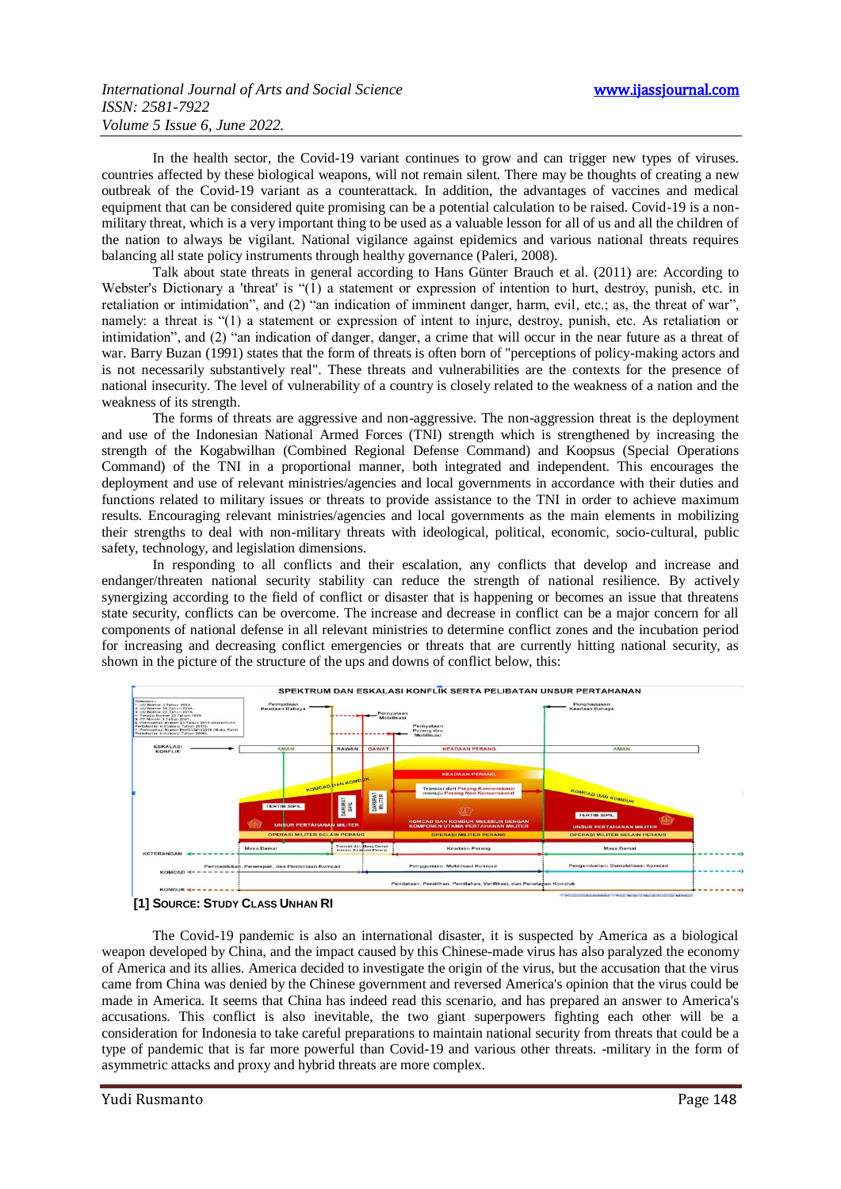In the health sector, the Covid-19 variant continues to grow and can trigger new types of viruses. countries affected by these biological weapons, will not remain silent. There may be thoughts of creating a new outbreak of the Covid-19 variant as a counterattack. In addition, the advantages of vaccines and medical equipment that can be considered quite promising can be a potential calculation to be raised. Covid-19 is a non-military threat, which is a very important thing to be used as a valuable lesson for all of us and all the children of the nation to always be vigilant. National vigilance against epidemics and various national threats requires balancing all state policy instruments through healthy governance (Paleri, 2008).

Talk about state threats in general according to Hans Günter Brauch et al. (2011) are: According to Webster's Dictionary a 'threat' is "(1) a statement or expression of intention to hurt, destroy, punish, etc. in retaliation or intimidation", and (2) "an indication of imminent danger, harm, evil, etc.; as, the threat of war", namely: a threat is "(1) a statement or expression of intent to injure, destroy, punish, etc. As retaliation or intimidation", and (2) "an indication of danger, danger, a crime that will occur in the near future as a threat of war. Barry Buzan (1991) states that the form of threats is often born of "perceptions of policy-making actors and is not necessarily substantively real". These threats and vulnerabilities are the contexts for the presence of national insecurity. The level of vulnerability of a country is closely related to the weakness of a nation and the weakness of its strength.

The forms of threats are aggressive and non-aggressive. The non-aggression threat is the deployment and use of the Indonesian National Armed Forces (TNI) strength which is strengthened by increasing the strength of the Kogabwilhan (Combined Regional Defense Command) and Koopsus (Special Operations Command) of the TNI in a proportional manner, both integrated and independent. This encourages the deployment and use of relevant ministries/agencies and local governments in accordance with their duties and functions related to military issues or threats to provide assistance to the TNI in order to achieve maximum results. Encouraging relevant ministries/agencies and local governments as the main elements in mobilizing their strengths to deal with non-military threats with ideological, political, economic, socio-cultural, public safety, technology, and legislation dimensions.

In responding to all conflicts and their escalation, any conflicts that develop and increase and endanger/threaten national security stability can reduce the strength of national resilience. By actively synergizing according to the field of conflict or disaster that is happening or becomes an issue that threatens state security, conflicts can be overcome. The increase and decrease in conflict can be a major concern for all components of national defense in all relevant ministries to determine conflict zones and the incubation period for increasing and decreasing conflict emergencies or threats that are currently hitting national security, as shown in the picture of the structure of the ups and downs of conflict below, this:

**[1] Source: Study Class Unhan RI**

The Covid-19 pandemic is also an international disaster, it is suspected by America as a biological weapon developed by China, and the impact caused by this Chinese-made virus has also paralyzed the economy of America and its allies. America decided to investigate the origin of the virus, but the accusation that the virus came from China was denied by the Chinese government and reversed America's opinion that the virus could be made in America. It seems that China has indeed read this scenario, and has prepared an answer to America's accusations. This conflict is also inevitable, the two giant superpowers fighting each other will be a consideration for Indonesia to take careful preparations to maintain national security from threats that could be a type of pandemic that is far more powerful than Covid-19 and various other threats. -military in the form of asymmetric attacks and proxy and hybrid threats are more complex.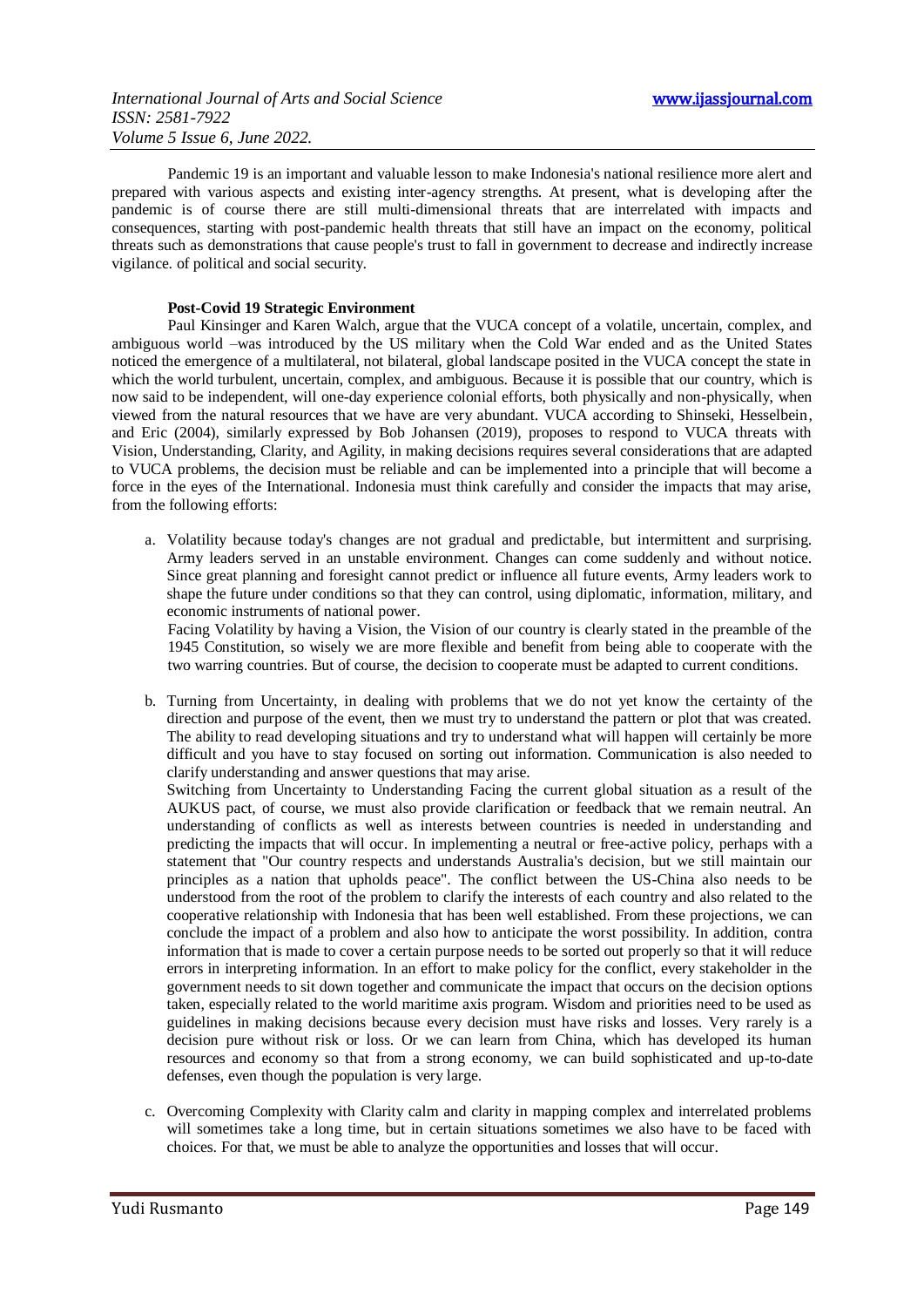Pandemic 19 is an important and valuable lesson to make Indonesia's national resilience more alert and prepared with various aspects and existing inter-agency strengths. At present, what is developing after the pandemic is of course there are still multi-dimensional threats that are interrelated with impacts and consequences, starting with post-pandemic health threats that still have an impact on the economy, political threats such as demonstrations that cause people's trust to fall in government to decrease and indirectly increase vigilance. of political and social security.

### Post-Covid 19 Strategic Environment

Paul Kinsinger and Karen Walch, argue that the VUCA concept of a volatile, uncertain, complex, and ambiguous world –was introduced by the US military when the Cold War ended and as the United States noticed the emergence of a multilateral, not bilateral, global landscape posited in the VUCA concept the state in which the world turbulent, uncertain, complex, and ambiguous. Because it is possible that our country, which is now said to be independent, will one-day experience colonial efforts, both physically and non-physically, when viewed from the natural resources that we have are very abundant. VUCA according to Shinseki, Hesselbein, and Eric (2004), similarly expressed by Bob Johansen (2019), proposes to respond to VUCA threats with Vision, Understanding, Clarity, and Agility, in making decisions requires several considerations that are adapted to VUCA problems, the decision must be reliable and can be implemented into a principle that will become a force in the eyes of the International. Indonesia must think carefully and consider the impacts that may arise, from the following efforts:

a. Volatility because today's changes are not gradual and predictable, but intermittent and surprising. Army leaders served in an unstable environment. Changes can come suddenly and without notice. Since great planning and foresight cannot predict or influence all future events, Army leaders work to shape the future under conditions so that they can control, using diplomatic, information, military, and economic instruments of national power.

   Facing Volatility by having a Vision, the Vision of our country is clearly stated in the preamble of the 1945 Constitution, so wisely we are more flexible and benefit from being able to cooperate with the two warring countries. But of course, the decision to cooperate must be adapted to current conditions.

b. Turning from Uncertainty, in dealing with problems that we do not yet know the certainty of the direction and purpose of the event, then we must try to understand the pattern or plot that was created. The ability to read developing situations and try to understand what will happen will certainly be more difficult and you have to stay focused on sorting out information. Communication is also needed to clarify understanding and answer questions that may arise.

   Switching from Uncertainty to Understanding Facing the current global situation as a result of the AUKUS pact, of course, we must also provide clarification or feedback that we remain neutral. An understanding of conflicts as well as interests between countries is needed in understanding and predicting the impacts that will occur. In implementing a neutral or free-active policy, perhaps with a statement that "Our country respects and understands Australia's decision, but we still maintain our principles as a nation that upholds peace". The conflict between the US-China also needs to be understood from the root of the problem to clarify the interests of each country and also related to the cooperative relationship with Indonesia that has been well established. From these projections, we can conclude the impact of a problem and also how to anticipate the worst possibility. In addition, contra information that is made to cover a certain purpose needs to be sorted out properly so that it will reduce errors in interpreting information. In an effort to make policy for the conflict, every stakeholder in the government needs to sit down together and communicate the impact that occurs on the decision options taken, especially related to the world maritime axis program. Wisdom and priorities need to be used as guidelines in making decisions because every decision must have risks and losses. Very rarely is a decision pure without risk or loss. Or we can learn from China, which has developed its human resources and economy so that from a strong economy, we can build sophisticated and up-to-date defenses, even though the population is very large.

c. Overcoming Complexity with Clarity calm and clarity in mapping complex and interrelated problems will sometimes take a long time, but in certain situations sometimes we also have to be faced with choices. For that, we must be able to analyze the opportunities and losses that will occur.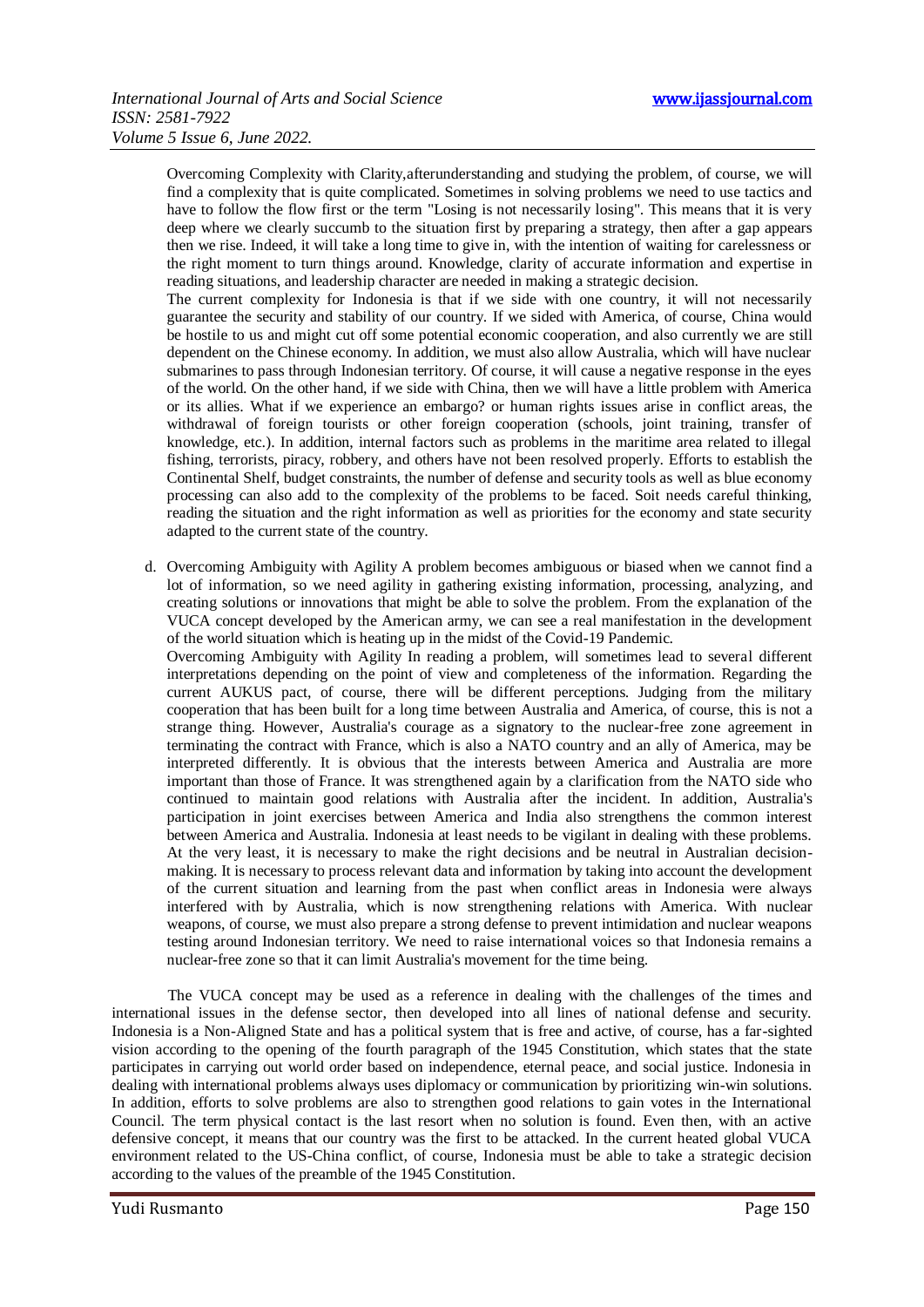Overcoming Complexity with Clarity,afterunderstanding and studying the problem, of course, we will find a complexity that is quite complicated. Sometimes in solving problems we need to use tactics and have to follow the flow first or the term "Losing is not necessarily losing". This means that it is very deep where we clearly succumb to the situation first by preparing a strategy, then after a gap appears then we rise. Indeed, it will take a long time to give in, with the intention of waiting for carelessness or the right moment to turn things around. Knowledge, clarity of accurate information and expertise in reading situations, and leadership character are needed in making a strategic decision.

The current complexity for Indonesia is that if we side with one country, it will not necessarily guarantee the security and stability of our country. If we sided with America, of course, China would be hostile to us and might cut off some potential economic cooperation, and also currently we are still dependent on the Chinese economy. In addition, we must also allow Australia, which will have nuclear submarines to pass through Indonesian territory. Of course, it will cause a negative response in the eyes of the world. On the other hand, if we side with China, then we will have a little problem with America or its allies. What if we experience an embargo? or human rights issues arise in conflict areas, the withdrawal of foreign tourists or other foreign cooperation (schools, joint training, transfer of knowledge, etc.). In addition, internal factors such as problems in the maritime area related to illegal fishing, terrorists, piracy, robbery, and others have not been resolved properly. Efforts to establish the Continental Shelf, budget constraints, the number of defense and security tools as well as blue economy processing can also add to the complexity of the problems to be faced. Soit needs careful thinking, reading the situation and the right information as well as priorities for the economy and state security adapted to the current state of the country.

d. Overcoming Ambiguity with Agility A problem becomes ambiguous or biased when we cannot find a lot of information, so we need agility in gathering existing information, processing, analyzing, and creating solutions or innovations that might be able to solve the problem. From the explanation of the VUCA concept developed by the American army, we can see a real manifestation in the development of the world situation which is heating up in the midst of the Covid-19 Pandemic.

Overcoming Ambiguity with Agility In reading a problem, will sometimes lead to several different interpretations depending on the point of view and completeness of the information. Regarding the current AUKUS pact, of course, there will be different perceptions. Judging from the military cooperation that has been built for a long time between Australia and America, of course, this is not a strange thing. However, Australia's courage as a signatory to the nuclear-free zone agreement in terminating the contract with France, which is also a NATO country and an ally of America, may be interpreted differently. It is obvious that the interests between America and Australia are more important than those of France. It was strengthened again by a clarification from the NATO side who continued to maintain good relations with Australia after the incident. In addition, Australia's participation in joint exercises between America and India also strengthens the common interest between America and Australia. Indonesia at least needs to be vigilant in dealing with these problems. At the very least, it is necessary to make the right decisions and be neutral in Australian decision-making. It is necessary to process relevant data and information by taking into account the development of the current situation and learning from the past when conflict areas in Indonesia were always interfered with by Australia, which is now strengthening relations with America. With nuclear weapons, of course, we must also prepare a strong defense to prevent intimidation and nuclear weapons testing around Indonesian territory. We need to raise international voices so that Indonesia remains a nuclear-free zone so that it can limit Australia's movement for the time being.

The VUCA concept may be used as a reference in dealing with the challenges of the times and international issues in the defense sector, then developed into all lines of national defense and security. Indonesia is a Non-Aligned State and has a political system that is free and active, of course, has a far-sighted vision according to the opening of the fourth paragraph of the 1945 Constitution, which states that the state participates in carrying out world order based on independence, eternal peace, and social justice. Indonesia in dealing with international problems always uses diplomacy or communication by prioritizing win-win solutions. In addition, efforts to solve problems are also to strengthen good relations to gain votes in the International Council. The term physical contact is the last resort when no solution is found. Even then, with an active defensive concept, it means that our country was the first to be attacked. In the current heated global VUCA environment related to the US-China conflict, of course, Indonesia must be able to take a strategic decision according to the values of the preamble of the 1945 Constitution.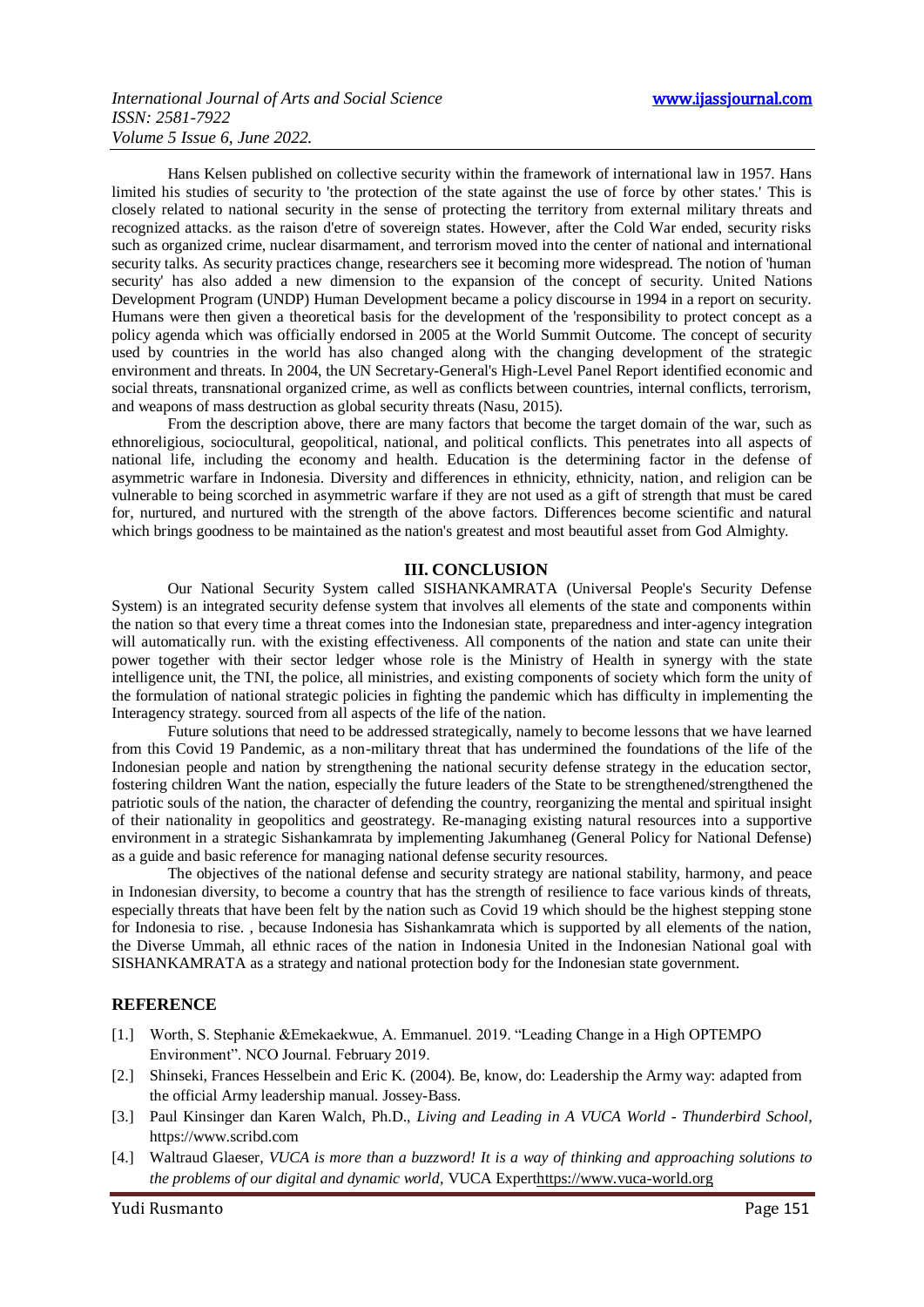Hans Kelsen published on collective security within the framework of international law in 1957. Hans limited his studies of security to 'the protection of the state against the use of force by other states.' This is closely related to national security in the sense of protecting the territory from external military threats and recognized attacks. as the raison d'etre of sovereign states. However, after the Cold War ended, security risks such as organized crime, nuclear disarmament, and terrorism moved into the center of national and international security talks. As security practices change, researchers see it becoming more widespread. The notion of 'human security' has also added a new dimension to the expansion of the concept of security. United Nations Development Program (UNDP) Human Development became a policy discourse in 1994 in a report on security. Humans were then given a theoretical basis for the development of the 'responsibility to protect concept as a policy agenda which was officially endorsed in 2005 at the World Summit Outcome. The concept of security used by countries in the world has also changed along with the changing development of the strategic environment and threats. In 2004, the UN Secretary-General's High-Level Panel Report identified economic and social threats, transnational organized crime, as well as conflicts between countries, internal conflicts, terrorism, and weapons of mass destruction as global security threats (Nasu, 2015).

From the description above, there are many factors that become the target domain of the war, such as ethnoreligious, sociocultural, geopolitical, national, and political conflicts. This penetrates into all aspects of national life, including the economy and health. Education is the determining factor in the defense of asymmetric warfare in Indonesia. Diversity and differences in ethnicity, ethnicity, nation, and religion can be vulnerable to being scorched in asymmetric warfare if they are not used as a gift of strength that must be cared for, nurtured, and nurtured with the strength of the above factors. Differences become scientific and natural which brings goodness to be maintained as the nation's greatest and most beautiful asset from God Almighty.

## III. CONCLUSION

Our National Security System called SISHANKAMRATA (Universal People's Security Defense System) is an integrated security defense system that involves all elements of the state and components within the nation so that every time a threat comes into the Indonesian state, preparedness and inter-agency integration will automatically run. with the existing effectiveness. All components of the nation and state can unite their power together with their sector ledger whose role is the Ministry of Health in synergy with the state intelligence unit, the TNI, the police, all ministries, and existing components of society which form the unity of the formulation of national strategic policies in fighting the pandemic which has difficulty in implementing the Interagency strategy. sourced from all aspects of the life of the nation.

Future solutions that need to be addressed strategically, namely to become lessons that we have learned from this Covid 19 Pandemic, as a non-military threat that has undermined the foundations of the life of the Indonesian people and nation by strengthening the national security defense strategy in the education sector, fostering children Want the nation, especially the future leaders of the State to be strengthened/strengthened the patriotic souls of the nation, the character of defending the country, reorganizing the mental and spiritual insight of their nationality in geopolitics and geostrategy. Re-managing existing natural resources into a supportive environment in a strategic Sishankamrata by implementing Jakumhaneg (General Policy for National Defense) as a guide and basic reference for managing national defense security resources.

The objectives of the national defense and security strategy are national stability, harmony, and peace in Indonesian diversity, to become a country that has the strength of resilience to face various kinds of threats, especially threats that have been felt by the nation such as Covid 19 which should be the highest stepping stone for Indonesia to rise. , because Indonesia has Sishankamrata which is supported by all elements of the nation, the Diverse Ummah, all ethnic races of the nation in Indonesia United in the Indonesian National goal with SISHANKAMRATA as a strategy and national protection body for the Indonesian state government.

## REFERENCE

[1.] Worth, S. Stephanie &Emekaekwue, A. Emmanuel. 2019. "Leading Change in a High OPTEMPO Environment". NCO Journal. February 2019.

[2.] Shinseki, Frances Hesselbein and Eric K. (2004). Be, know, do: Leadership the Army way: adapted from the official Army leadership manual. Jossey-Bass.

[3.] Paul Kinsinger dan Karen Walch, Ph.D., *Living and Leading in A VUCA World - Thunderbird School*, https://www.scribd.com

[4.] Waltraud Glaeser, *VUCA is more than a buzzword! It is a way of thinking and approaching solutions to the problems of our digital and dynamic world*, VUCA Experthttps://www.vuca-world.org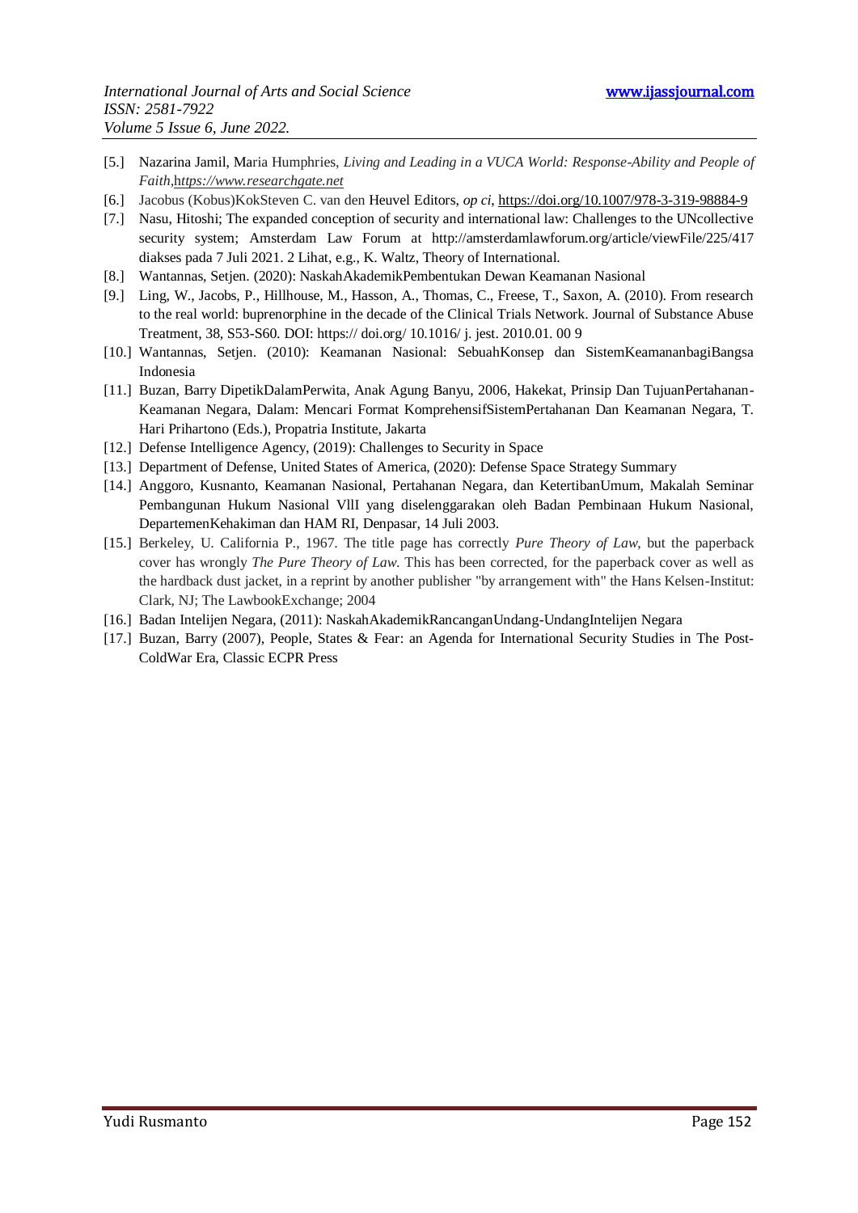[5.] Nazarina Jamil, Maria Humphries, *Living and Leading in a VUCA World: Response-Ability and People of Faith*,*https://www.researchgate.net*

[6.] Jacobus (Kobus)KokSteven C. van den Heuvel Editors, *op ci*, https://doi.org/10.1007/978-3-319-98884-9

[7.] Nasu, Hitoshi; The expanded conception of security and international law: Challenges to the UNcollective security system; Amsterdam Law Forum at http://amsterdamlawforum.org/article/viewFile/225/417 diakses pada 7 Juli 2021. 2 Lihat, e.g., K. Waltz, Theory of International.

[8.] Wantannas, Setjen. (2020): NaskahAkademikPembentukan Dewan Keamanan Nasional

[9.] Ling, W., Jacobs, P., Hillhouse, M., Hasson, A., Thomas, C., Freese, T., Saxon, A. (2010). From research to the real world: buprenorphine in the decade of the Clinical Trials Network. Journal of Substance Abuse Treatment, 38, S53-S60. DOI: https:// doi.org/ 10.1016/ j. jest. 2010.01. 00 9

[10.] Wantannas, Setjen. (2010): Keamanan Nasional: SebuahKonsep dan SistemKeamananbagiBangsa Indonesia

[11.] Buzan, Barry DipetikDalamPerwita, Anak Agung Banyu, 2006, Hakekat, Prinsip Dan TujuanPertahanan-Keamanan Negara, Dalam: Mencari Format KomprehensifSistemPertahanan Dan Keamanan Negara, T. Hari Prihartono (Eds.), Propatria Institute, Jakarta

[12.] Defense Intelligence Agency, (2019): Challenges to Security in Space

[13.] Department of Defense, United States of America, (2020): Defense Space Strategy Summary

[14.] Anggoro, Kusnanto, Keamanan Nasional, Pertahanan Negara, dan KetertibanUmum, Makalah Seminar Pembangunan Hukum Nasional VllI yang diselenggarakan oleh Badan Pembinaan Hukum Nasional, DepartemenKehakiman dan HAM RI, Denpasar, 14 Juli 2003.

[15.] Berkeley, U. California P., 1967. The title page has correctly *Pure Theory of Law*, but the paperback cover has wrongly *The Pure Theory of Law*. This has been corrected, for the paperback cover as well as the hardback dust jacket, in a reprint by another publisher "by arrangement with" the Hans Kelsen-Institut: Clark, NJ; The LawbookExchange; 2004

[16.] Badan Intelijen Negara, (2011): NaskahAkademikRancanganUndang-UndangIntelijen Negara

[17.] Buzan, Barry (2007), People, States & Fear: an Agenda for International Security Studies in The Post-ColdWar Era, Classic ECPR Press